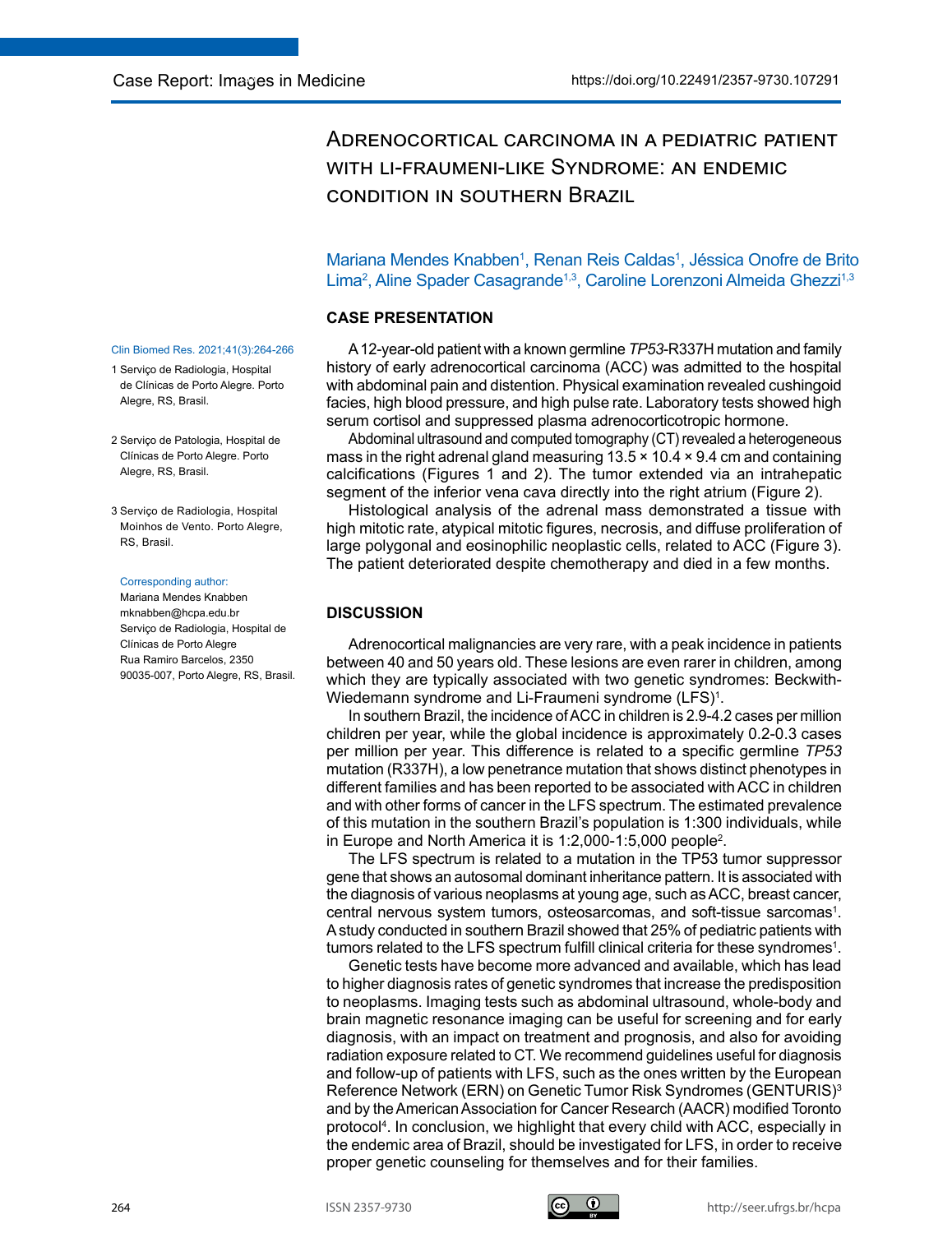Case Report: Images in Medicine

https://doi.org/10.22491/2357-9730.107291

# Adrenocortical carcinoma in a pediatric patient with li-fraumeni-like Syndrome: an endemic condition in southern Brazil

Mariana Mendes Knabben[1], Renan Reis Caldas[1], Jéssica Onofre de Brito Lima[2], Aline Spader Casagrande[1,3], Caroline Lorenzoni Almeida Ghezzi[1,3]

1 Serviço de Radiologia, Hospital de Clínicas de Porto Alegre. Porto Alegre, RS, Brasil.

2 Serviço de Patologia, Hospital de Clínicas de Porto Alegre. Porto Alegre, RS, Brasil.

3 Serviço de Radiologia, Hospital Moinhos de Vento. Porto Alegre, RS, Brasil.

Corresponding author:
Mariana Mendes Knabben
mknabben@hcpa.edu.br
Serviço de Radiologia, Hospital de Clínicas de Porto Alegre
Rua Ramiro Barcelos, 2350
90035-007, Porto Alegre, RS, Brasil.

## CASE PRESENTATION

A 12-year-old patient with a known germline *TP53*-R337H mutation and family history of early adrenocortical carcinoma (ACC) was admitted to the hospital with abdominal pain and distention. Physical examination revealed cushingoid facies, high blood pressure, and high pulse rate. Laboratory tests showed high serum cortisol and suppressed plasma adrenocorticotropic hormone.

Abdominal ultrasound and computed tomography (CT) revealed a heterogeneous mass in the right adrenal gland measuring 13.5 × 10.4 × 9.4 cm and containing calcifications (Figures 1 and 2). The tumor extended via an intrahepatic segment of the inferior vena cava directly into the right atrium (Figure 2).

Histological analysis of the adrenal mass demonstrated a tissue with high mitotic rate, atypical mitotic figures, necrosis, and diffuse proliferation of large polygonal and eosinophilic neoplastic cells, related to ACC (Figure 3). The patient deteriorated despite chemotherapy and died in a few months.

## DISCUSSION

Adrenocortical malignancies are very rare, with a peak incidence in patients between 40 and 50 years old. These lesions are even rarer in children, among which they are typically associated with two genetic syndromes: Beckwith-Wiedemann syndrome and Li-Fraumeni syndrome (LFS)[1].

In southern Brazil, the incidence of ACC in children is 2.9-4.2 cases per million children per year, while the global incidence is approximately 0.2-0.3 cases per million per year. This difference is related to a specific germline *TP53* mutation (R337H), a low penetrance mutation that shows distinct phenotypes in different families and has been reported to be associated with ACC in children and with other forms of cancer in the LFS spectrum. The estimated prevalence of this mutation in the southern Brazil's population is 1:300 individuals, while in Europe and North America it is 1:2,000-1:5,000 people[2].

The LFS spectrum is related to a mutation in the TP53 tumor suppressor gene that shows an autosomal dominant inheritance pattern. It is associated with the diagnosis of various neoplasms at young age, such as ACC, breast cancer, central nervous system tumors, osteosarcomas, and soft-tissue sarcomas[1]. A study conducted in southern Brazil showed that 25% of pediatric patients with tumors related to the LFS spectrum fulfill clinical criteria for these syndromes[1].

Genetic tests have become more advanced and available, which has lead to higher diagnosis rates of genetic syndromes that increase the predisposition to neoplasms. Imaging tests such as abdominal ultrasound, whole-body and brain magnetic resonance imaging can be useful for screening and for early diagnosis, with an impact on treatment and prognosis, and also for avoiding radiation exposure related to CT. We recommend guidelines useful for diagnosis and follow-up of patients with LFS, such as the ones written by the European Reference Network (ERN) on Genetic Tumor Risk Syndromes (GENTURIS)[3] and by the American Association for Cancer Research (AACR) modified Toronto protocol[4]. In conclusion, we highlight that every child with ACC, especially in the endemic area of Brazil, should be investigated for LFS, in order to receive proper genetic counseling for themselves and for their families.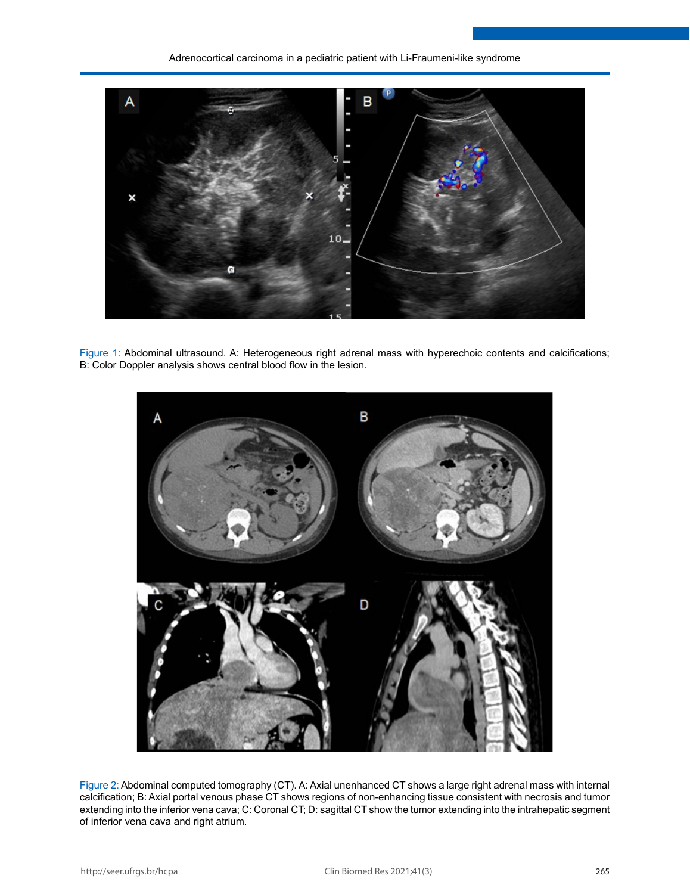Figure 1: Abdominal ultrasound. A: Heterogeneous right adrenal mass with hyperechoic contents and calcifications; B: Color Doppler analysis shows central blood flow in the lesion.

Figure 2: Abdominal computed tomography (CT). A: Axial unenhanced CT shows a large right adrenal mass with internal calcification; B: Axial portal venous phase CT shows regions of non-enhancing tissue consistent with necrosis and tumor extending into the inferior vena cava; C: Coronal CT; D: sagittal CT show the tumor extending into the intrahepatic segment of inferior vena cava and right atrium.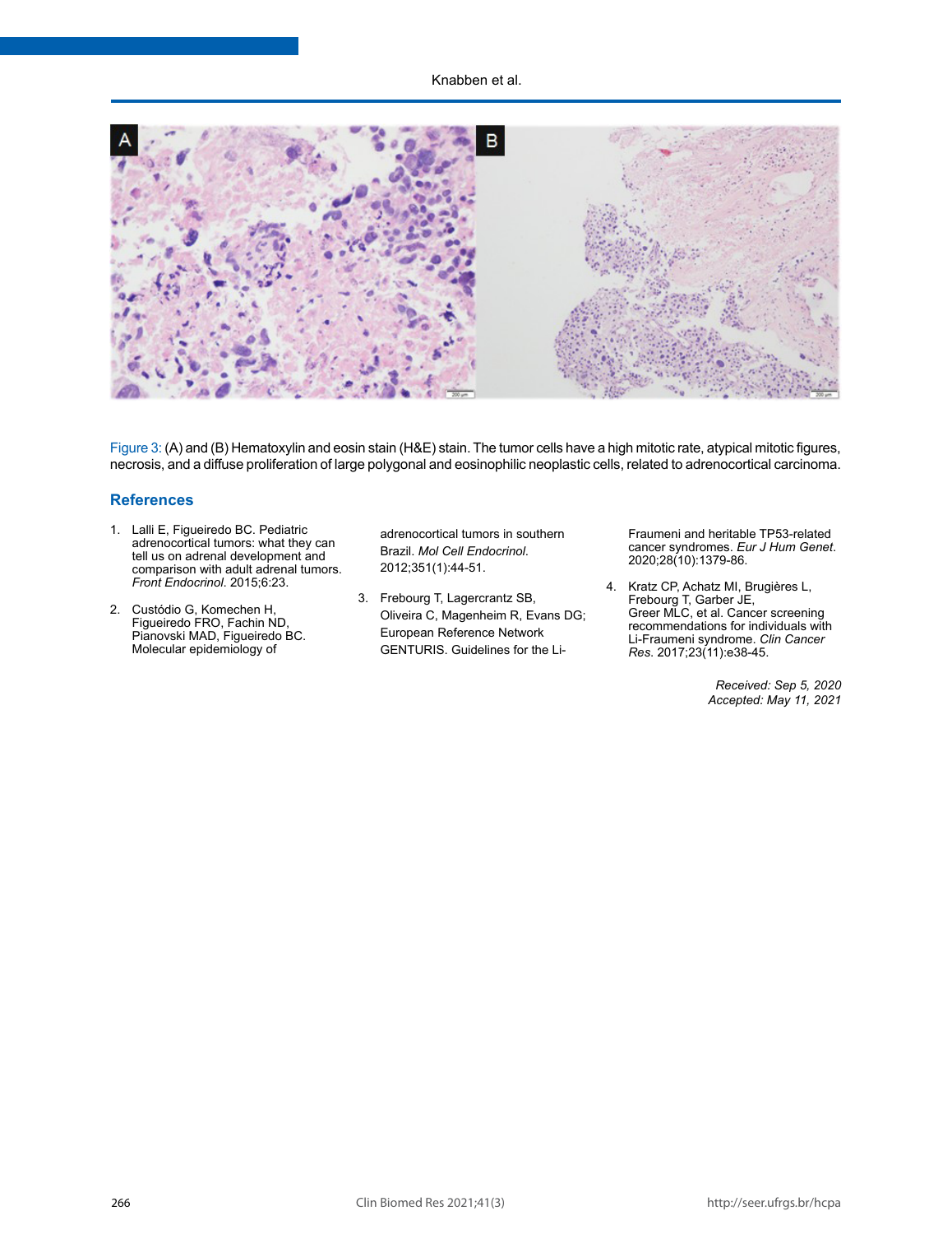Figure 3: (A) and (B) Hematoxylin and eosin stain (H&E) stain. The tumor cells have a high mitotic rate, atypical mitotic figures, necrosis, and a diffuse proliferation of large polygonal and eosinophilic neoplastic cells, related to adrenocortical carcinoma.

## References

1. Lalli E, Figueiredo BC. Pediatric adrenocortical tumors: what they can tell us on adrenal development and comparison with adult adrenal tumors. *Front Endocrinol*. 2015;6:23.
2. Custódio G, Komechen H, Figueiredo FRO, Fachin ND, Pianovski MAD, Figueiredo BC. Molecular epidemiology of adrenocortical tumors in southern Brazil. *Mol Cell Endocrinol*. 2012;351(1):44-51.
3. Frebourg T, Lagercrantz SB, Oliveira C, Magenheim R, Evans DG; European Reference Network GENTURIS. Guidelines for the Li-Fraumeni and heritable TP53-related cancer syndromes. *Eur J Hum Genet*. 2020;28(10):1379-86.
4. Kratz CP, Achatz MI, Brugières L, Frebourg T, Garber JE, Greer MLC, et al. Cancer screening recommendations for individuals with Li-Fraumeni syndrome. *Clin Cancer Res*. 2017;23(11):e38-45.

*Received: Sep 5, 2020*
*Accepted: May 11, 2021*